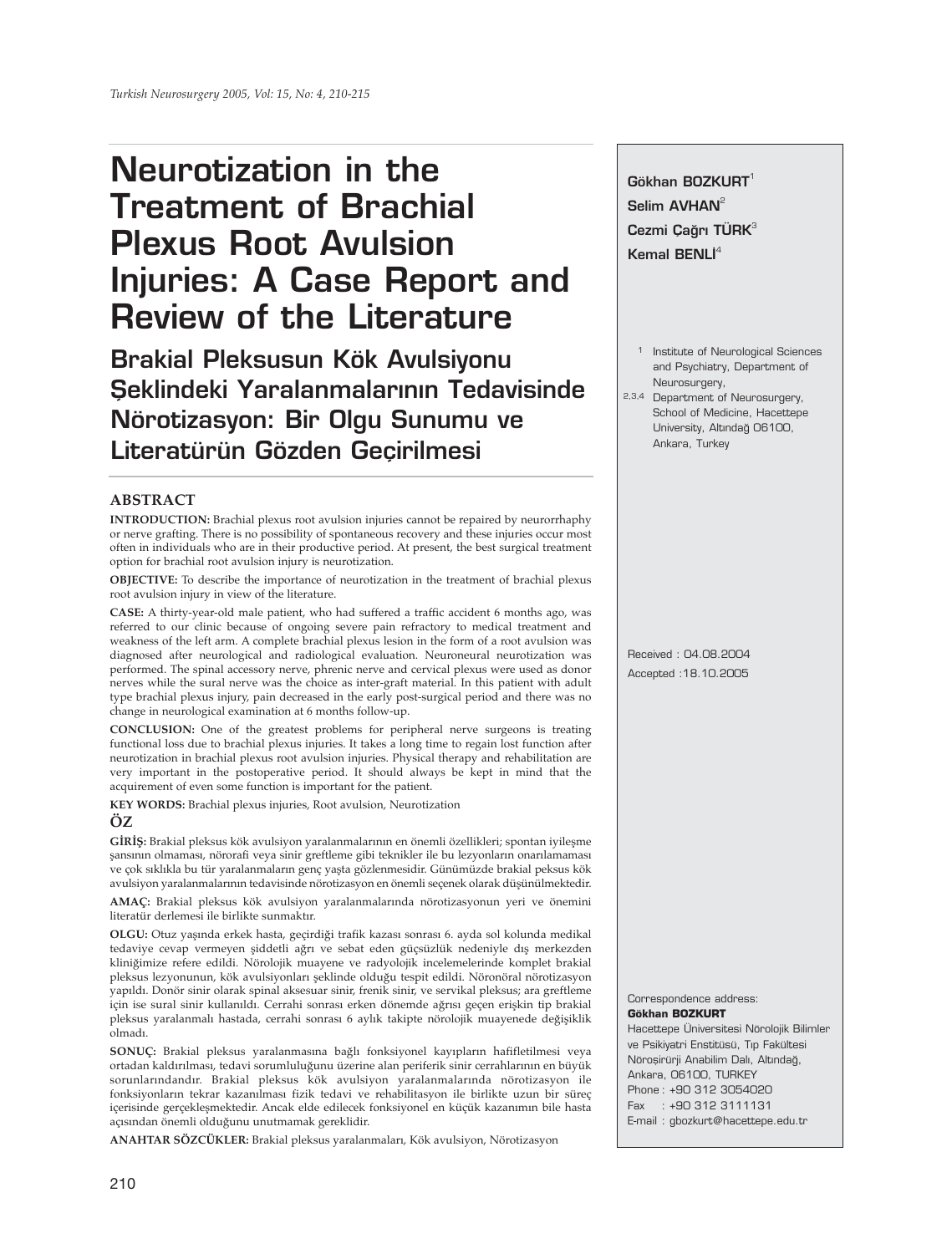# Neurotization in the Treatment of Brachial Plexus Root Avulsion Injuries: A Case Report and Review of the Literature

## Brakial Pleksusun Kök Avulsiyonu Şeklindeki Yaralanmalarının Tedavisinde Nörotizasyon: Bir Olgu Sunumu ve Literatürün Gözden Geçirilmesi

**Gökhan BOZKURT**[1]
**Selim AVHAN**[2]
**Cezmi Çağrı TÜRK**[3]
**Kemal BENLİ**[4]

[1] Institute of Neurological Sciences and Psychiatry, Department of Neurosurgery,
[2,3,4] Department of Neurosurgery, School of Medicine, Hacettepe University, Altındağ 06100, Ankara, Turkey

Received : 04.08.2004
Accepted :18.10.2005

### ABSTRACT

**INTRODUCTION:** Brachial plexus root avulsion injuries cannot be repaired by neurorrhaphy or nerve grafting. There is no possibility of spontaneous recovery and these injuries occur most often in individuals who are in their productive period. At present, the best surgical treatment option for brachial root avulsion injury is neurotization.

**OBJECTIVE:** To describe the importance of neurotization in the treatment of brachial plexus root avulsion injury in view of the literature.

**CASE:** A thirty-year-old male patient, who had suffered a traffic accident 6 months ago, was referred to our clinic because of ongoing severe pain refractory to medical treatment and weakness of the left arm. A complete brachial plexus lesion in the form of a root avulsion was diagnosed after neurological and radiological evaluation. Neuroneural neurotization was performed. The spinal accessory nerve, phrenic nerve and cervical plexus were used as donor nerves while the sural nerve was the choice as inter-graft material. In this patient with adult type brachial plexus injury, pain decreased in the early post-surgical period and there was no change in neurological examination at 6 months follow-up.

**CONCLUSION:** One of the greatest problems for peripheral nerve surgeons is treating functional loss due to brachial plexus injuries. It takes a long time to regain lost function after neurotization in brachial plexus root avulsion injuries. Physical therapy and rehabilitation are very important in the postoperative period. It should always be kept in mind that the acquirement of even some function is important for the patient.

**KEY WORDS:** Brachial plexus injuries, Root avulsion, Neurotization

### ÖZ

**GİRİŞ:** Brakial pleksus kök avulsiyon yaralanmalarının en önemli özellikleri; spontan iyileşme şansının olmaması, nörorafi veya sinir greftleme gibi teknikler ile bu lezyonların onarılamaması ve çok sıklıkla bu tür yaralanmaların genç yaşta gözlenmesidir. Günümüzde brakial peksus kök avulsiyon yaralanmalarının tedavisinde nörotizasyon en önemli seçenek olarak düşünülmektedir.

**AMAÇ:** Brakial pleksus kök avulsiyon yaralanmalarında nörotizasyonun yeri ve önemini literatür derlemesi ile birlikte sunmaktır.

**OLGU:** Otuz yaşında erkek hasta, geçirdiği trafik kazası sonrası 6. ayda sol kolunda medikal tedaviye cevap vermeyen şiddetli ağrı ve sebat eden güçsüzlük nedeniyle dış merkezden kliniğimize refere edildi. Nörolojik muayene ve radyolojik incelemelerinde komplet brakial pleksus lezyonunun, kök avulsiyonları şeklinde olduğu tespit edildi. Nöronöral nörotizasyon yapıldı. Donör sinir olarak spinal aksesuar sinir, frenik sinir, ve servikal pleksus; ara greftleme için ise sural sinir kullanıldı. Cerrahi sonrası erken dönemde ağrısı geçen erişkin tip brakial pleksus yaralanmalı hastada, cerrahi sonrası 6 aylık takipte nörolojik muayenede değişiklik olmadı.

**SONUÇ:** Brakial pleksus yaralanmasına bağlı fonksiyonel kayıpların hafifletilmesi veya ortadan kaldırılması, tedavi sorumluluğunu üzerine alan periferik sinir cerrahlarının en büyük sorunlarındandır. Brakial pleksus kök avulsiyon yaralanmalarında nörotizasyon ile fonksiyonların tekrar kazanılması fizik tedavi ve rehabilitasyon ile birlikte uzun bir süreç içerisinde gerçekleşmektedir. Ancak elde edilecek fonksiyonel en küçük kazanımın bile hasta açısından önemli olduğunu unutmamak gereklidir.

**ANAHTAR SÖZCÜKLER:** Brakial pleksus yaralanmaları, Kök avulsiyon, Nörotizasyon

Correspondence address:
**Gökhan BOZKURT**
Hacettepe Üniversitesi Nörolojik Bilimler ve Psikiyatri Enstitüsü, Tıp Fakültesi Nöroşirürji Anabilim Dalı, Altındağ, Ankara, 06100, TURKEY
Phone : +90 312 3054020
Fax : +90 312 3111131
E-mail : gbozkurt@hacettepe.edu.tr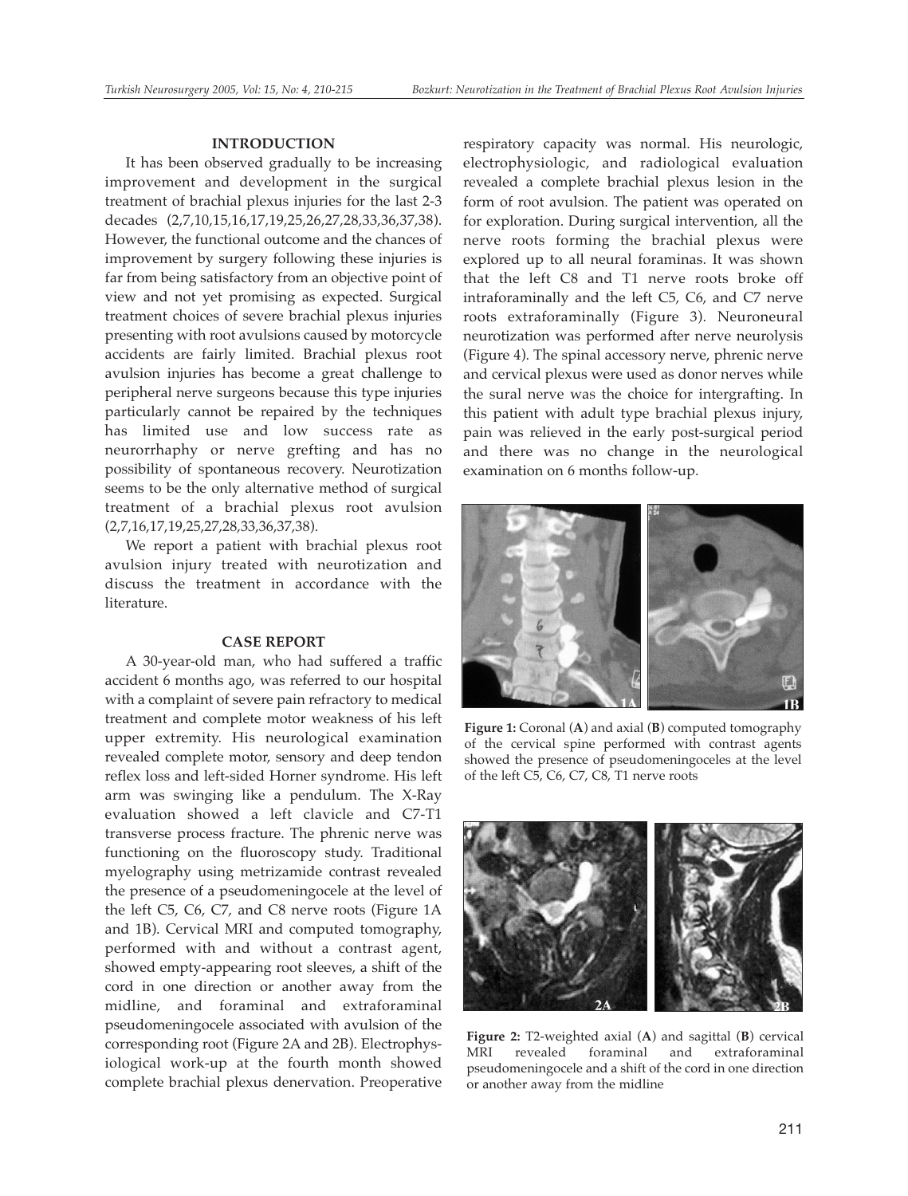## INTRODUCTION

It has been observed gradually to be increasing improvement and development in the surgical treatment of brachial plexus injuries for the last 2-3 decades (2,7,10,15,16,17,19,25,26,27,28,33,36,37,38). However, the functional outcome and the chances of improvement by surgery following these injuries is far from being satisfactory from an objective point of view and not yet promising as expected. Surgical treatment choices of severe brachial plexus injuries presenting with root avulsions caused by motorcycle accidents are fairly limited. Brachial plexus root avulsion injuries has become a great challenge to peripheral nerve surgeons because this type injuries particularly cannot be repaired by the techniques has limited use and low success rate as neurorrhaphy or nerve grefting and has no possibility of spontaneous recovery. Neurotization seems to be the only alternative method of surgical treatment of a brachial plexus root avulsion (2,7,16,17,19,25,27,28,33,36,37,38).

We report a patient with brachial plexus root avulsion injury treated with neurotization and discuss the treatment in accordance with the literature.

## CASE REPORT

A 30-year-old man, who had suffered a traffic accident 6 months ago, was referred to our hospital with a complaint of severe pain refractory to medical treatment and complete motor weakness of his left upper extremity. His neurological examination revealed complete motor, sensory and deep tendon reflex loss and left-sided Horner syndrome. His left arm was swinging like a pendulum. The X-Ray evaluation showed a left clavicle and C7-T1 transverse process fracture. The phrenic nerve was functioning on the fluoroscopy study. Traditional myelography using metrizamide contrast revealed the presence of a pseudomeningocele at the level of the left C5, C6, C7, and C8 nerve roots (Figure 1A and 1B). Cervical MRI and computed tomography, performed with and without a contrast agent, showed empty-appearing root sleeves, a shift of the cord in one direction or another away from the midline, and foraminal and extraforaminal pseudomeningocele associated with avulsion of the corresponding root (Figure 2A and 2B). Electrophysiological work-up at the fourth month showed complete brachial plexus denervation. Preoperative respiratory capacity was normal. His neurologic, electrophysiologic, and radiological evaluation revealed a complete brachial plexus lesion in the form of root avulsion. The patient was operated on for exploration. During surgical intervention, all the nerve roots forming the brachial plexus were explored up to all neural foraminas. It was shown that the left C8 and T1 nerve roots broke off intraforaminally and the left C5, C6, and C7 nerve roots extraforaminally (Figure 3). Neuroneural neurotization was performed after nerve neurolysis (Figure 4). The spinal accessory nerve, phrenic nerve and cervical plexus were used as donor nerves while the sural nerve was the choice for intergrafting. In this patient with adult type brachial plexus injury, pain was relieved in the early post-surgical period and there was no change in the neurological examination on 6 months follow-up.

**Figure 1:** Coronal (**A**) and axial (**B**) computed tomography of the cervical spine performed with contrast agents showed the presence of pseudomeningoceles at the level of the left C5, C6, C7, C8, T1 nerve roots

**Figure 2:** T2-weighted axial (**A**) and sagittal (**B**) cervical MRI revealed foraminal and extraforaminal pseudomeningocele and a shift of the cord in one direction or another away from the midline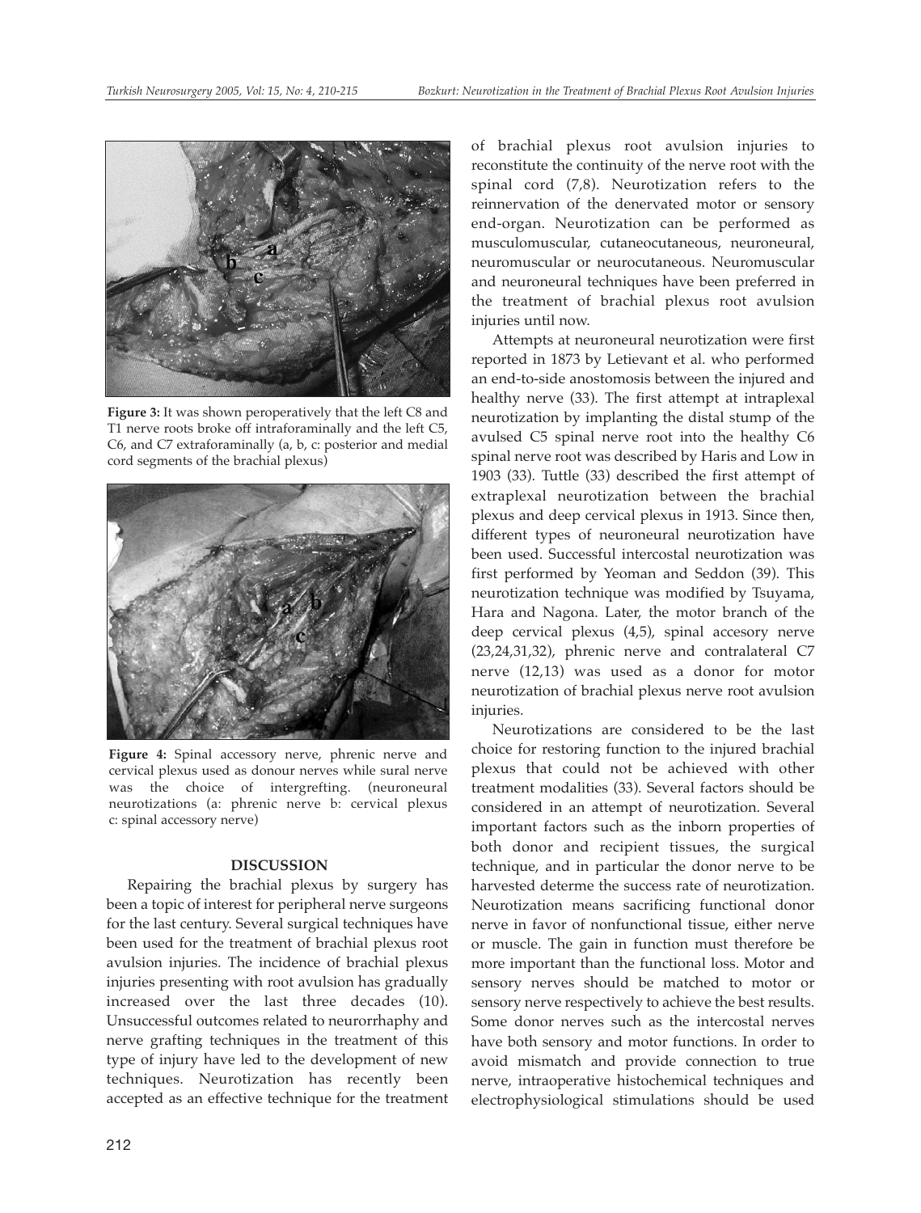**Figure 3:** It was shown peroperatively that the left C8 and T1 nerve roots broke off intraforaminally and the left C5, C6, and C7 extraforaminally (a, b, c: posterior and medial cord segments of the brachial plexus)

**Figure 4:** Spinal accessory nerve, phrenic nerve and cervical plexus used as donour nerves while sural nerve was the choice of intergrefting. (neuroneural neurotizations (a: phrenic nerve b: cervical plexus c: spinal accessory nerve)

## DISCUSSION

Repairing the brachial plexus by surgery has been a topic of interest for peripheral nerve surgeons for the last century. Several surgical techniques have been used for the treatment of brachial plexus root avulsion injuries. The incidence of brachial plexus injuries presenting with root avulsion has gradually increased over the last three decades (10). Unsuccessful outcomes related to neurorrhaphy and nerve grafting techniques in the treatment of this type of injury have led to the development of new techniques. Neurotization has recently been accepted as an effective technique for the treatment of brachial plexus root avulsion injuries to reconstitute the continuity of the nerve root with the spinal cord (7,8). Neurotization refers to the reinnervation of the denervated motor or sensory end-organ. Neurotization can be performed as musculomuscular, cutaneocutaneous, neuroneural, neuromuscular or neurocutaneous. Neuromuscular and neuroneural techniques have been preferred in the treatment of brachial plexus root avulsion injuries until now.

Attempts at neuroneural neurotization were first reported in 1873 by Letievant et al. who performed an end-to-side anostomosis between the injured and healthy nerve (33). The first attempt at intraplexal neurotization by implanting the distal stump of the avulsed C5 spinal nerve root into the healthy C6 spinal nerve root was described by Haris and Low in 1903 (33). Tuttle (33) described the first attempt of extraplexal neurotization between the brachial plexus and deep cervical plexus in 1913. Since then, different types of neuroneural neurotization have been used. Successful intercostal neurotization was first performed by Yeoman and Seddon (39). This neurotization technique was modified by Tsuyama, Hara and Nagona. Later, the motor branch of the deep cervical plexus (4,5), spinal accesory nerve (23,24,31,32), phrenic nerve and contralateral C7 nerve (12,13) was used as a donor for motor neurotization of brachial plexus nerve root avulsion injuries.

Neurotizations are considered to be the last choice for restoring function to the injured brachial plexus that could not be achieved with other treatment modalities (33). Several factors should be considered in an attempt of neurotization. Several important factors such as the inborn properties of both donor and recipient tissues, the surgical technique, and in particular the donor nerve to be harvested determe the success rate of neurotization. Neurotization means sacrificing functional donor nerve in favor of nonfunctional tissue, either nerve or muscle. The gain in function must therefore be more important than the functional loss. Motor and sensory nerves should be matched to motor or sensory nerve respectively to achieve the best results. Some donor nerves such as the intercostal nerves have both sensory and motor functions. In order to avoid mismatch and provide connection to true nerve, intraoperative histochemical techniques and electrophysiological stimulations should be used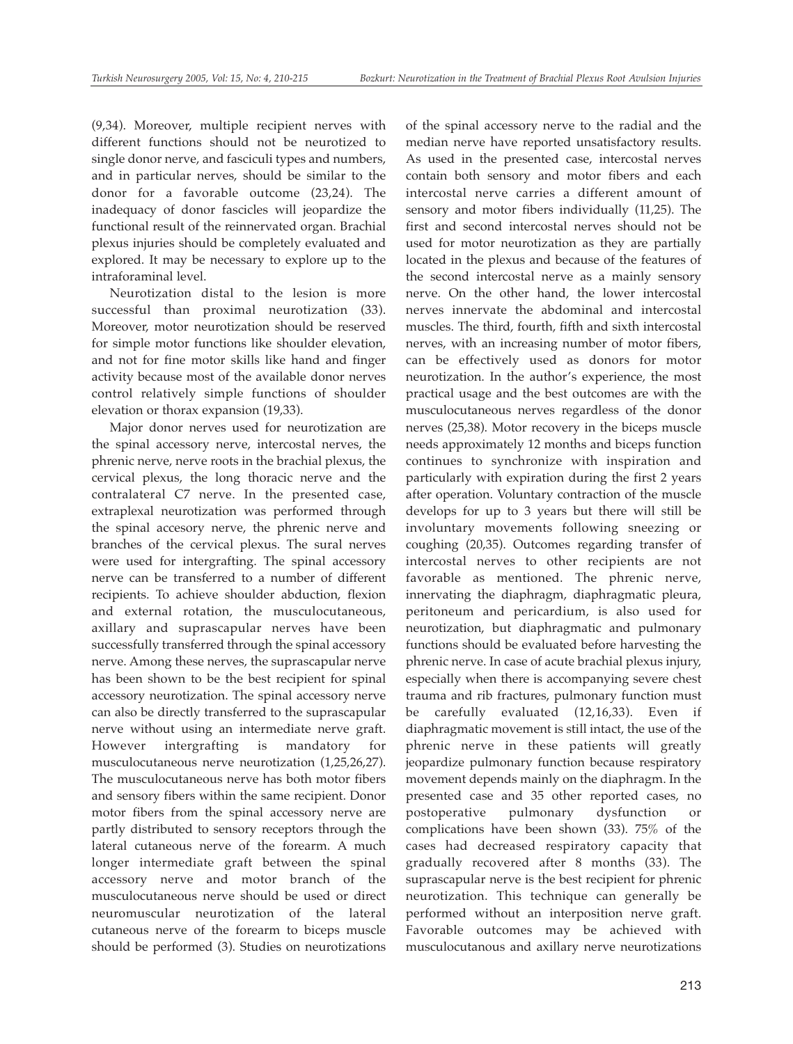(9,34). Moreover, multiple recipient nerves with different functions should not be neurotized to single donor nerve, and fasciculi types and numbers, and in particular nerves, should be similar to the donor for a favorable outcome (23,24). The inadequacy of donor fascicles will jeopardize the functional result of the reinnervated organ. Brachial plexus injuries should be completely evaluated and explored. It may be necessary to explore up to the intraforaminal level.

Neurotization distal to the lesion is more successful than proximal neurotization (33). Moreover, motor neurotization should be reserved for simple motor functions like shoulder elevation, and not for fine motor skills like hand and finger activity because most of the available donor nerves control relatively simple functions of shoulder elevation or thorax expansion (19,33).

Major donor nerves used for neurotization are the spinal accessory nerve, intercostal nerves, the phrenic nerve, nerve roots in the brachial plexus, the cervical plexus, the long thoracic nerve and the contralateral C7 nerve. In the presented case, extraplexal neurotization was performed through the spinal accesory nerve, the phrenic nerve and branches of the cervical plexus. The sural nerves were used for intergrafting. The spinal accessory nerve can be transferred to a number of different recipients. To achieve shoulder abduction, flexion and external rotation, the musculocutaneous, axillary and suprascapular nerves have been successfully transferred through the spinal accessory nerve. Among these nerves, the suprascapular nerve has been shown to be the best recipient for spinal accessory neurotization. The spinal accessory nerve can also be directly transferred to the suprascapular nerve without using an intermediate nerve graft. However intergrafting is mandatory for musculocutaneous nerve neurotization (1,25,26,27). The musculocutaneous nerve has both motor fibers and sensory fibers within the same recipient. Donor motor fibers from the spinal accessory nerve are partly distributed to sensory receptors through the lateral cutaneous nerve of the forearm. A much longer intermediate graft between the spinal accessory nerve and motor branch of the musculocutaneous nerve should be used or direct neuromuscular neurotization of the lateral cutaneous nerve of the forearm to biceps muscle should be performed (3). Studies on neurotizations of the spinal accessory nerve to the radial and the median nerve have reported unsatisfactory results. As used in the presented case, intercostal nerves contain both sensory and motor fibers and each intercostal nerve carries a different amount of sensory and motor fibers individually (11,25). The first and second intercostal nerves should not be used for motor neurotization as they are partially located in the plexus and because of the features of the second intercostal nerve as a mainly sensory nerve. On the other hand, the lower intercostal nerves innervate the abdominal and intercostal muscles. The third, fourth, fifth and sixth intercostal nerves, with an increasing number of motor fibers, can be effectively used as donors for motor neurotization. In the author's experience, the most practical usage and the best outcomes are with the musculocutaneous nerves regardless of the donor nerves (25,38). Motor recovery in the biceps muscle needs approximately 12 months and biceps function continues to synchronize with inspiration and particularly with expiration during the first 2 years after operation. Voluntary contraction of the muscle develops for up to 3 years but there will still be involuntary movements following sneezing or coughing (20,35). Outcomes regarding transfer of intercostal nerves to other recipients are not favorable as mentioned. The phrenic nerve, innervating the diaphragm, diaphragmatic pleura, peritoneum and pericardium, is also used for neurotization, but diaphragmatic and pulmonary functions should be evaluated before harvesting the phrenic nerve. In case of acute brachial plexus injury, especially when there is accompanying severe chest trauma and rib fractures, pulmonary function must be carefully evaluated (12,16,33). Even if diaphragmatic movement is still intact, the use of the phrenic nerve in these patients will greatly jeopardize pulmonary function because respiratory movement depends mainly on the diaphragm. In the presented case and 35 other reported cases, no postoperative pulmonary dysfunction or complications have been shown (33). 75% of the cases had decreased respiratory capacity that gradually recovered after 8 months (33). The suprascapular nerve is the best recipient for phrenic neurotization. This technique can generally be performed without an interposition nerve graft. Favorable outcomes may be achieved with musculocutanous and axillary nerve neurotizations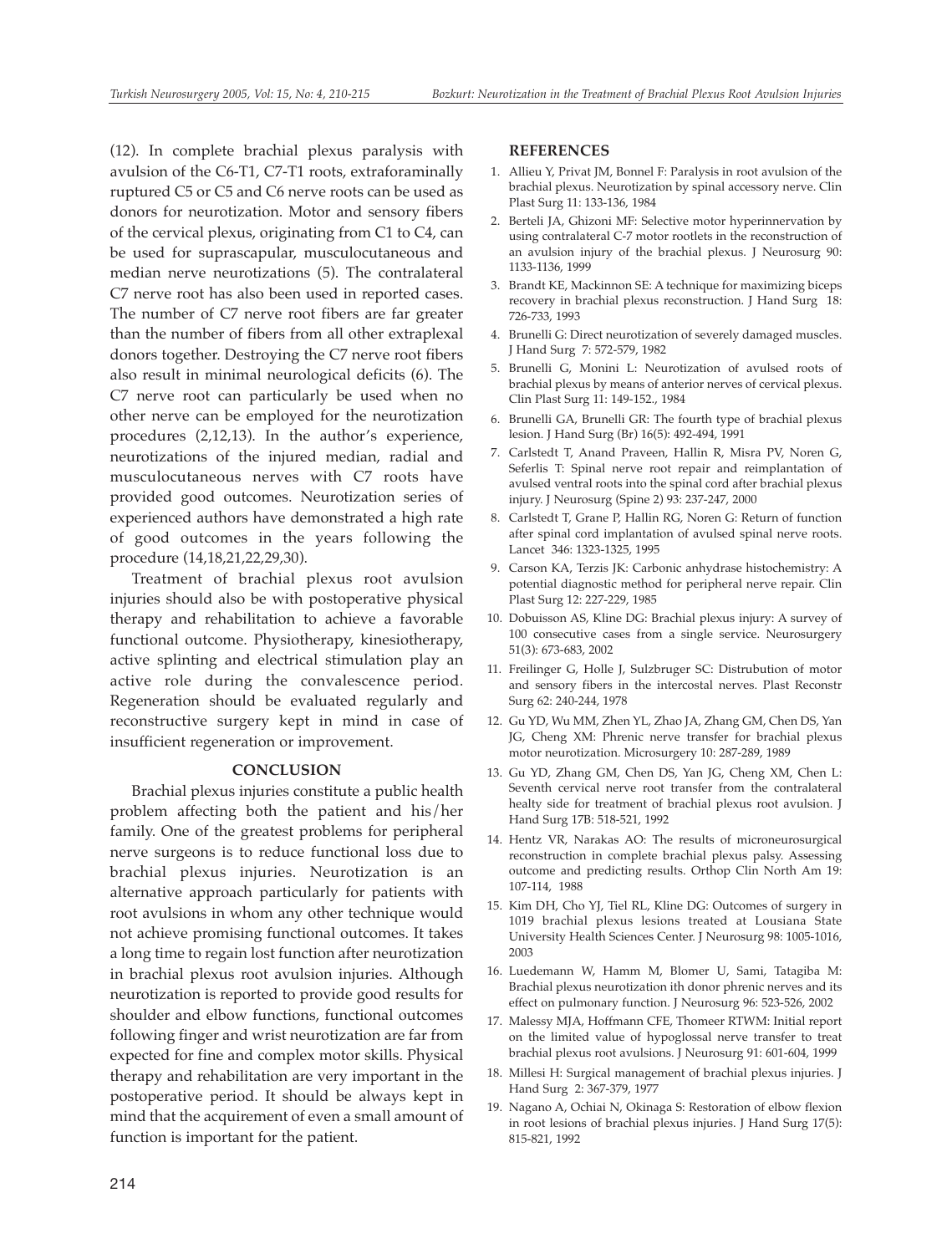(12). In complete brachial plexus paralysis with avulsion of the C6-T1, C7-T1 roots, extraforaminally ruptured C5 or C5 and C6 nerve roots can be used as donors for neurotization. Motor and sensory fibers of the cervical plexus, originating from C1 to C4, can be used for suprascapular, musculocutaneous and median nerve neurotizations (5). The contralateral C7 nerve root has also been used in reported cases. The number of C7 nerve root fibers are far greater than the number of fibers from all other extraplexal donors together. Destroying the C7 nerve root fibers also result in minimal neurological deficits (6). The C7 nerve root can particularly be used when no other nerve can be employed for the neurotization procedures (2,12,13). In the author's experience, neurotizations of the injured median, radial and musculocutaneous nerves with C7 roots have provided good outcomes. Neurotization series of experienced authors have demonstrated a high rate of good outcomes in the years following the procedure (14,18,21,22,29,30).

Treatment of brachial plexus root avulsion injuries should also be with postoperative physical therapy and rehabilitation to achieve a favorable functional outcome. Physiotherapy, kinesiotherapy, active splinting and electrical stimulation play an active role during the convalescence period. Regeneration should be evaluated regularly and reconstructive surgery kept in mind in case of insufficient regeneration or improvement.

## CONCLUSION

Brachial plexus injuries constitute a public health problem affecting both the patient and his/her family. One of the greatest problems for peripheral nerve surgeons is to reduce functional loss due to brachial plexus injuries. Neurotization is an alternative approach particularly for patients with root avulsions in whom any other technique would not achieve promising functional outcomes. It takes a long time to regain lost function after neurotization in brachial plexus root avulsion injuries. Although neurotization is reported to provide good results for shoulder and elbow functions, functional outcomes following finger and wrist neurotization are far from expected for fine and complex motor skills. Physical therapy and rehabilitation are very important in the postoperative period. It should be always kept in mind that the acquirement of even a small amount of function is important for the patient.

## REFERENCES

1. Allieu Y, Privat JM, Bonnel F: Paralysis in root avulsion of the brachial plexus. Neurotization by spinal accessory nerve. Clin Plast Surg 11: 133-136, 1984
2. Berteli JA, Ghizoni MF: Selective motor hyperinnervation by using contralateral C-7 motor rootlets in the reconstruction of an avulsion injury of the brachial plexus. J Neurosurg 90: 1133-1136, 1999
3. Brandt KE, Mackinnon SE: A technique for maximizing biceps recovery in brachial plexus reconstruction. J Hand Surg 18: 726-733, 1993
4. Brunelli G: Direct neurotization of severely damaged muscles. J Hand Surg 7: 572-579, 1982
5. Brunelli G, Monini L: Neurotization of avulsed roots of brachial plexus by means of anterior nerves of cervical plexus. Clin Plast Surg 11: 149-152., 1984
6. Brunelli GA, Brunelli GR: The fourth type of brachial plexus lesion. J Hand Surg (Br) 16(5): 492-494, 1991
7. Carlstedt T, Anand Praveen, Hallin R, Misra PV, Noren G, Seferlis T: Spinal nerve root repair and reimplantation of avulsed ventral roots into the spinal cord after brachial plexus injury. J Neurosurg (Spine 2) 93: 237-247, 2000
8. Carlstedt T, Grane P, Hallin RG, Noren G: Return of function after spinal cord implantation of avulsed spinal nerve roots. Lancet 346: 1323-1325, 1995
9. Carson KA, Terzis JK: Carbonic anhydrase histochemistry: A potential diagnostic method for peripheral nerve repair. Clin Plast Surg 12: 227-229, 1985
10. Dobuisson AS, Kline DG: Brachial plexus injury: A survey of 100 consecutive cases from a single service. Neurosurgery 51(3): 673-683, 2002
11. Freilinger G, Holle J, Sulzbruger SC: Distrubution of motor and sensory fibers in the intercostal nerves. Plast Reconstr Surg 62: 240-244, 1978
12. Gu YD, Wu MM, Zhen YL, Zhao JA, Zhang GM, Chen DS, Yan JG, Cheng XM: Phrenic nerve transfer for brachial plexus motor neurotization. Microsurgery 10: 287-289, 1989
13. Gu YD, Zhang GM, Chen DS, Yan JG, Cheng XM, Chen L: Seventh cervical nerve root transfer from the contralateral healty side for treatment of brachial plexus root avulsion. J Hand Surg 17B: 518-521, 1992
14. Hentz VR, Narakas AO: The results of microneurosurgical reconstruction in complete brachial plexus palsy. Assessing outcome and predicting results. Orthop Clin North Am 19: 107-114, 1988
15. Kim DH, Cho YJ, Tiel RL, Kline DG: Outcomes of surgery in 1019 brachial plexus lesions treated at Lousiana State University Health Sciences Center. J Neurosurg 98: 1005-1016, 2003
16. Luedemann W, Hamm M, Blomer U, Sami, Tatagiba M: Brachial plexus neurotization ith donor phrenic nerves and its effect on pulmonary function. J Neurosurg 96: 523-526, 2002
17. Malessy MJA, Hoffmann CFE, Thomeer RTWM: Initial report on the limited value of hypoglossal nerve transfer to treat brachial plexus root avulsions. J Neurosurg 91: 601-604, 1999
18. Millesi H: Surgical management of brachial plexus injuries. J Hand Surg 2: 367-379, 1977
19. Nagano A, Ochiai N, Okinaga S: Restoration of elbow flexion in root lesions of brachial plexus injuries. J Hand Surg 17(5): 815-821, 1992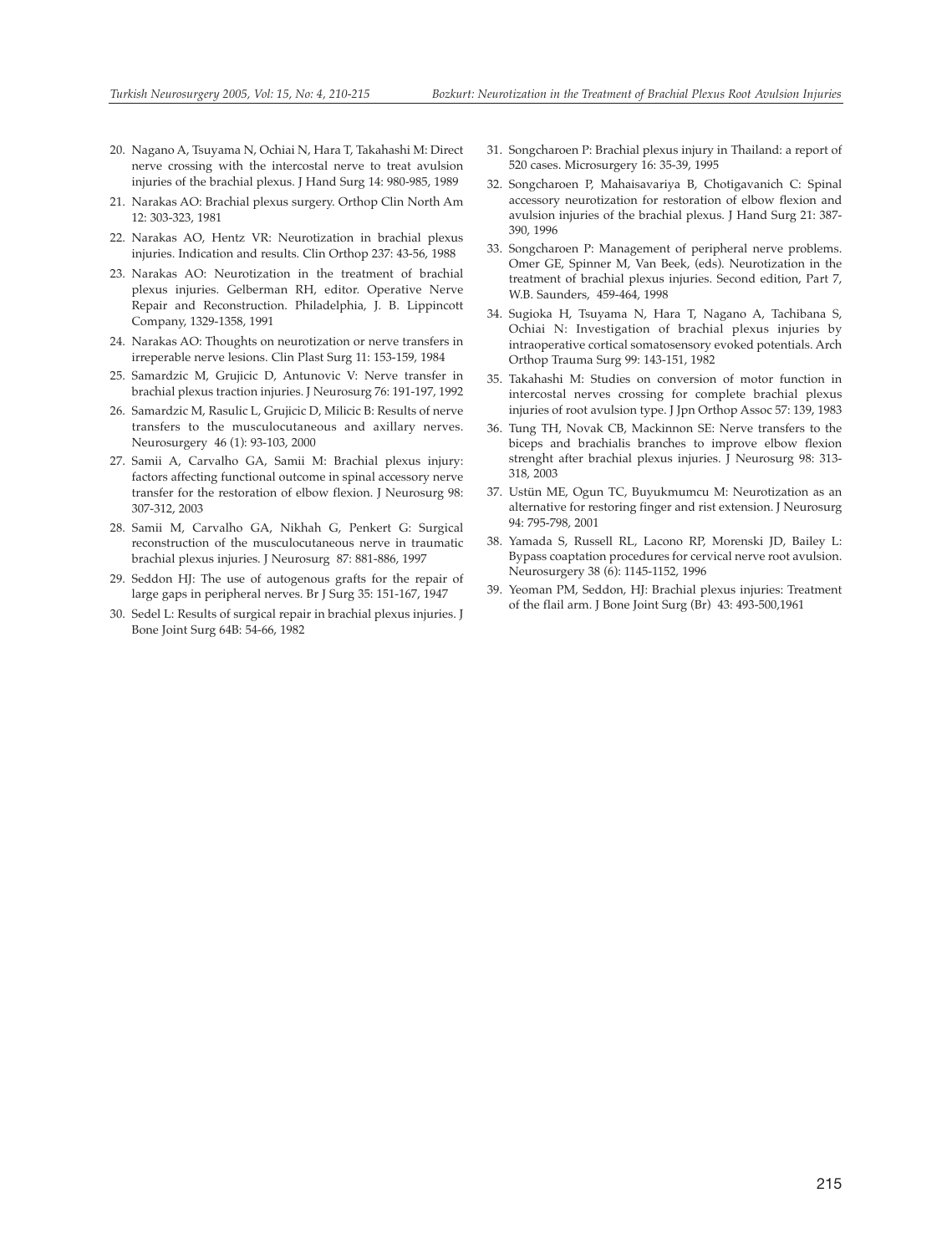20. Nagano A, Tsuyama N, Ochiai N, Hara T, Takahashi M: Direct nerve crossing with the intercostal nerve to treat avulsion injuries of the brachial plexus. J Hand Surg 14: 980-985, 1989
21. Narakas AO: Brachial plexus surgery. Orthop Clin North Am 12: 303-323, 1981
22. Narakas AO, Hentz VR: Neurotization in brachial plexus injuries. Indication and results. Clin Orthop 237: 43-56, 1988
23. Narakas AO: Neurotization in the treatment of brachial plexus injuries. Gelberman RH, editor. Operative Nerve Repair and Reconstruction. Philadelphia, J. B. Lippincott Company, 1329-1358, 1991
24. Narakas AO: Thoughts on neurotization or nerve transfers in irreperable nerve lesions. Clin Plast Surg 11: 153-159, 1984
25. Samardzic M, Grujicic D, Antunovic V: Nerve transfer in brachial plexus traction injuries. J Neurosurg 76: 191-197, 1992
26. Samardzic M, Rasulic L, Grujicic D, Milicic B: Results of nerve transfers to the musculocutaneous and axillary nerves. Neurosurgery 46 (1): 93-103, 2000
27. Samii A, Carvalho GA, Samii M: Brachial plexus injury: factors affecting functional outcome in spinal accessory nerve transfer for the restoration of elbow flexion. J Neurosurg 98: 307-312, 2003
28. Samii M, Carvalho GA, Nikhah G, Penkert G: Surgical reconstruction of the musculocutaneous nerve in traumatic brachial plexus injuries. J Neurosurg 87: 881-886, 1997
29. Seddon HJ: The use of autogenous grafts for the repair of large gaps in peripheral nerves. Br J Surg 35: 151-167, 1947
30. Sedel L: Results of surgical repair in brachial plexus injuries. J Bone Joint Surg 64B: 54-66, 1982
31. Songcharoen P: Brachial plexus injury in Thailand: a report of 520 cases. Microsurgery 16: 35-39, 1995
32. Songcharoen P, Mahaisavariya B, Chotigavanich C: Spinal accessory neurotization for restoration of elbow flexion and avulsion injuries of the brachial plexus. J Hand Surg 21: 387-390, 1996
33. Songcharoen P: Management of peripheral nerve problems. Omer GE, Spinner M, Van Beek, (eds). Neurotization in the treatment of brachial plexus injuries. Second edition, Part 7, W.B. Saunders, 459-464, 1998
34. Sugioka H, Tsuyama N, Hara T, Nagano A, Tachibana S, Ochiai N: Investigation of brachial plexus injuries by intraoperative cortical somatosensory evoked potentials. Arch Orthop Trauma Surg 99: 143-151, 1982
35. Takahashi M: Studies on conversion of motor function in intercostal nerves crossing for complete brachial plexus injuries of root avulsion type. J Jpn Orthop Assoc 57: 139, 1983
36. Tung TH, Novak CB, Mackinnon SE: Nerve transfers to the biceps and brachialis branches to improve elbow flexion strenght after brachial plexus injuries. J Neurosurg 98: 313-318, 2003
37. Ustün ME, Ogun TC, Buyukmumcu M: Neurotization as an alternative for restoring finger and rist extension. J Neurosurg 94: 795-798, 2001
38. Yamada S, Russell RL, Lacono RP, Morenski JD, Bailey L: Bypass coaptation procedures for cervical nerve root avulsion. Neurosurgery 38 (6): 1145-1152, 1996
39. Yeoman PM, Seddon, HJ: Brachial plexus injuries: Treatment of the flail arm. J Bone Joint Surg (Br) 43: 493-500,1961